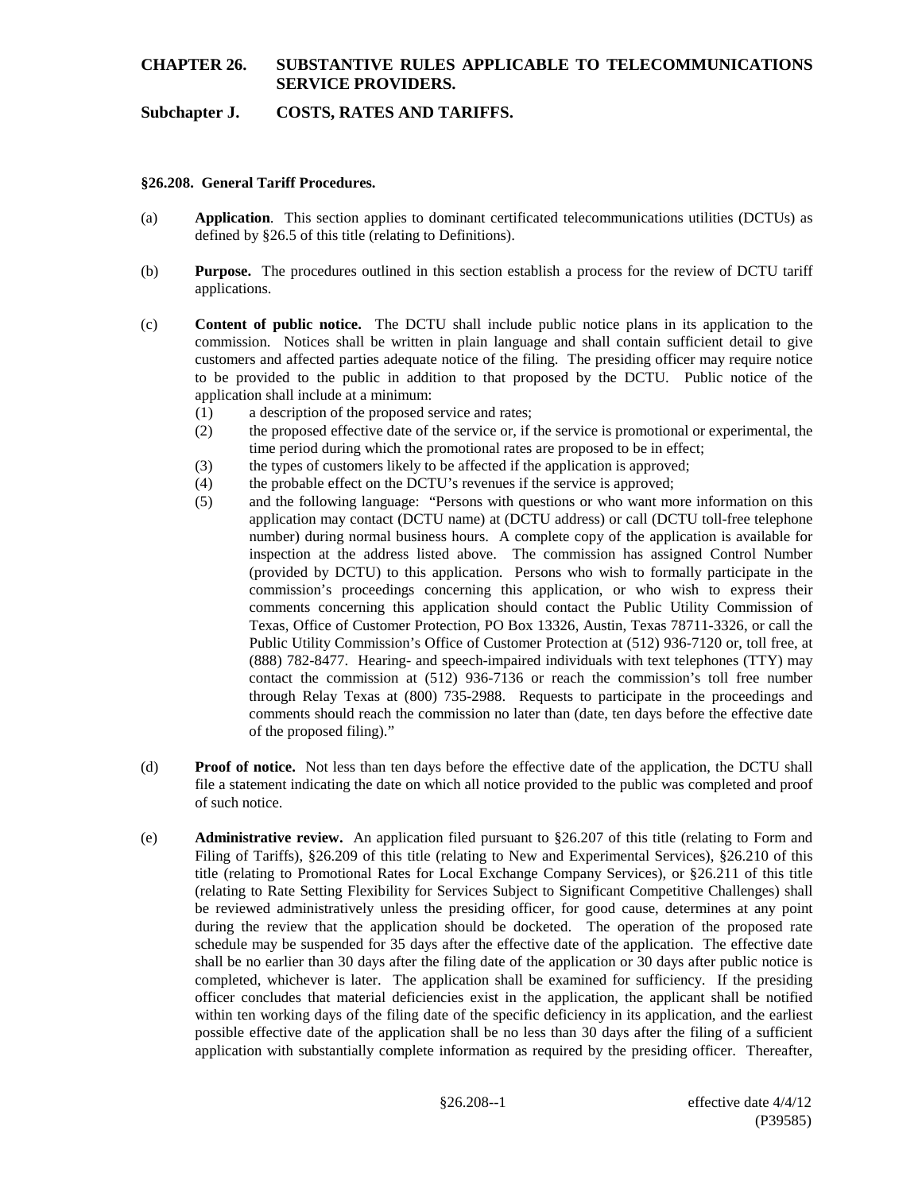# CHAPTER 26. SUBSTANTIVE RULES APPLICABLE TO TELECOMMUNICATIONS SERVICE PROVIDERS.

## Subchapter J. COSTS, RATES AND TARIFFS.

### §26.208. General Tariff Procedures.

(a) **Application**. This section applies to dominant certificated telecommunications utilities (DCTUs) as defined by §26.5 of this title (relating to Definitions).

(b) **Purpose.** The procedures outlined in this section establish a process for the review of DCTU tariff applications.

(c) **Content of public notice.** The DCTU shall include public notice plans in its application to the commission. Notices shall be written in plain language and shall contain sufficient detail to give customers and affected parties adequate notice of the filing. The presiding officer may require notice to be provided to the public in addition to that proposed by the DCTU. Public notice of the application shall include at a minimum:

(1) a description of the proposed service and rates;

(2) the proposed effective date of the service or, if the service is promotional or experimental, the time period during which the promotional rates are proposed to be in effect;

(3) the types of customers likely to be affected if the application is approved;

(4) the probable effect on the DCTU's revenues if the service is approved;

(5) and the following language: "Persons with questions or who want more information on this application may contact (DCTU name) at (DCTU address) or call (DCTU toll-free telephone number) during normal business hours. A complete copy of the application is available for inspection at the address listed above. The commission has assigned Control Number (provided by DCTU) to this application. Persons who wish to formally participate in the commission's proceedings concerning this application, or who wish to express their comments concerning this application should contact the Public Utility Commission of Texas, Office of Customer Protection, PO Box 13326, Austin, Texas 78711-3326, or call the Public Utility Commission's Office of Customer Protection at (512) 936-7120 or, toll free, at (888) 782-8477. Hearing- and speech-impaired individuals with text telephones (TTY) may contact the commission at (512) 936-7136 or reach the commission's toll free number through Relay Texas at (800) 735-2988. Requests to participate in the proceedings and comments should reach the commission no later than (date, ten days before the effective date of the proposed filing)."

(d) **Proof of notice.** Not less than ten days before the effective date of the application, the DCTU shall file a statement indicating the date on which all notice provided to the public was completed and proof of such notice.

(e) **Administrative review.** An application filed pursuant to §26.207 of this title (relating to Form and Filing of Tariffs), §26.209 of this title (relating to New and Experimental Services), §26.210 of this title (relating to Promotional Rates for Local Exchange Company Services), or §26.211 of this title (relating to Rate Setting Flexibility for Services Subject to Significant Competitive Challenges) shall be reviewed administratively unless the presiding officer, for good cause, determines at any point during the review that the application should be docketed. The operation of the proposed rate schedule may be suspended for 35 days after the effective date of the application. The effective date shall be no earlier than 30 days after the filing date of the application or 30 days after public notice is completed, whichever is later. The application shall be examined for sufficiency. If the presiding officer concludes that material deficiencies exist in the application, the applicant shall be notified within ten working days of the filing date of the specific deficiency in its application, and the earliest possible effective date of the application shall be no less than 30 days after the filing of a sufficient application with substantially complete information as required by the presiding officer. Thereafter,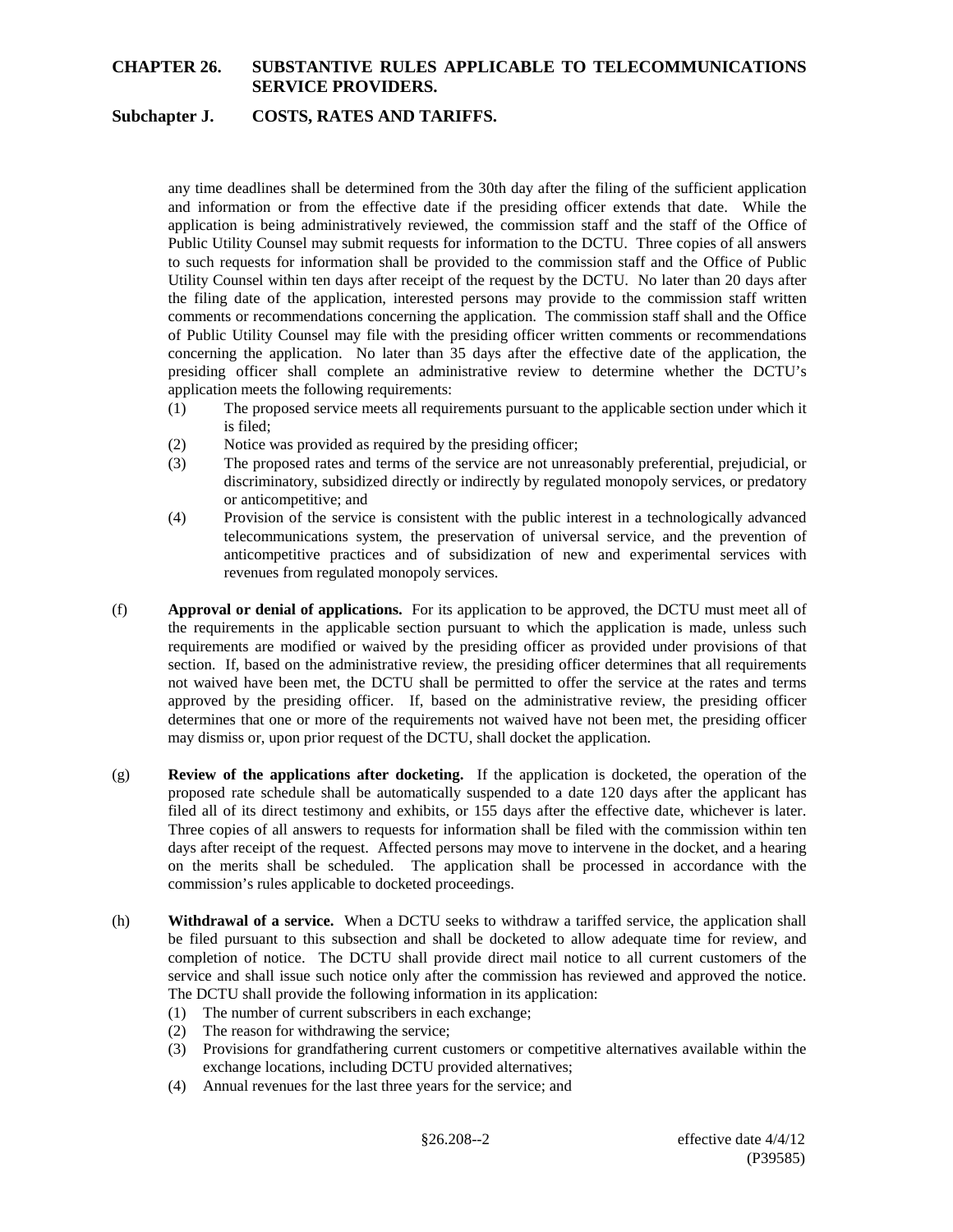any time deadlines shall be determined from the 30th day after the filing of the sufficient application and information or from the effective date if the presiding officer extends that date. While the application is being administratively reviewed, the commission staff and the staff of the Office of Public Utility Counsel may submit requests for information to the DCTU. Three copies of all answers to such requests for information shall be provided to the commission staff and the Office of Public Utility Counsel within ten days after receipt of the request by the DCTU. No later than 20 days after the filing date of the application, interested persons may provide to the commission staff written comments or recommendations concerning the application. The commission staff shall and the Office of Public Utility Counsel may file with the presiding officer written comments or recommendations concerning the application. No later than 35 days after the effective date of the application, the presiding officer shall complete an administrative review to determine whether the DCTU's application meets the following requirements:

(1) The proposed service meets all requirements pursuant to the applicable section under which it is filed;
(2) Notice was provided as required by the presiding officer;
(3) The proposed rates and terms of the service are not unreasonably preferential, prejudicial, or discriminatory, subsidized directly or indirectly by regulated monopoly services, or predatory or anticompetitive; and
(4) Provision of the service is consistent with the public interest in a technologically advanced telecommunications system, the preservation of universal service, and the prevention of anticompetitive practices and of subsidization of new and experimental services with revenues from regulated monopoly services.

(f) **Approval or denial of applications.** For its application to be approved, the DCTU must meet all of the requirements in the applicable section pursuant to which the application is made, unless such requirements are modified or waived by the presiding officer as provided under provisions of that section. If, based on the administrative review, the presiding officer determines that all requirements not waived have been met, the DCTU shall be permitted to offer the service at the rates and terms approved by the presiding officer. If, based on the administrative review, the presiding officer determines that one or more of the requirements not waived have not been met, the presiding officer may dismiss or, upon prior request of the DCTU, shall docket the application.

(g) **Review of the applications after docketing.** If the application is docketed, the operation of the proposed rate schedule shall be automatically suspended to a date 120 days after the applicant has filed all of its direct testimony and exhibits, or 155 days after the effective date, whichever is later. Three copies of all answers to requests for information shall be filed with the commission within ten days after receipt of the request. Affected persons may move to intervene in the docket, and a hearing on the merits shall be scheduled. The application shall be processed in accordance with the commission's rules applicable to docketed proceedings.

(h) **Withdrawal of a service.** When a DCTU seeks to withdraw a tariffed service, the application shall be filed pursuant to this subsection and shall be docketed to allow adequate time for review, and completion of notice. The DCTU shall provide direct mail notice to all current customers of the service and shall issue such notice only after the commission has reviewed and approved the notice. The DCTU shall provide the following information in its application:

(1) The number of current subscribers in each exchange;
(2) The reason for withdrawing the service;
(3) Provisions for grandfathering current customers or competitive alternatives available within the exchange locations, including DCTU provided alternatives;
(4) Annual revenues for the last three years for the service; and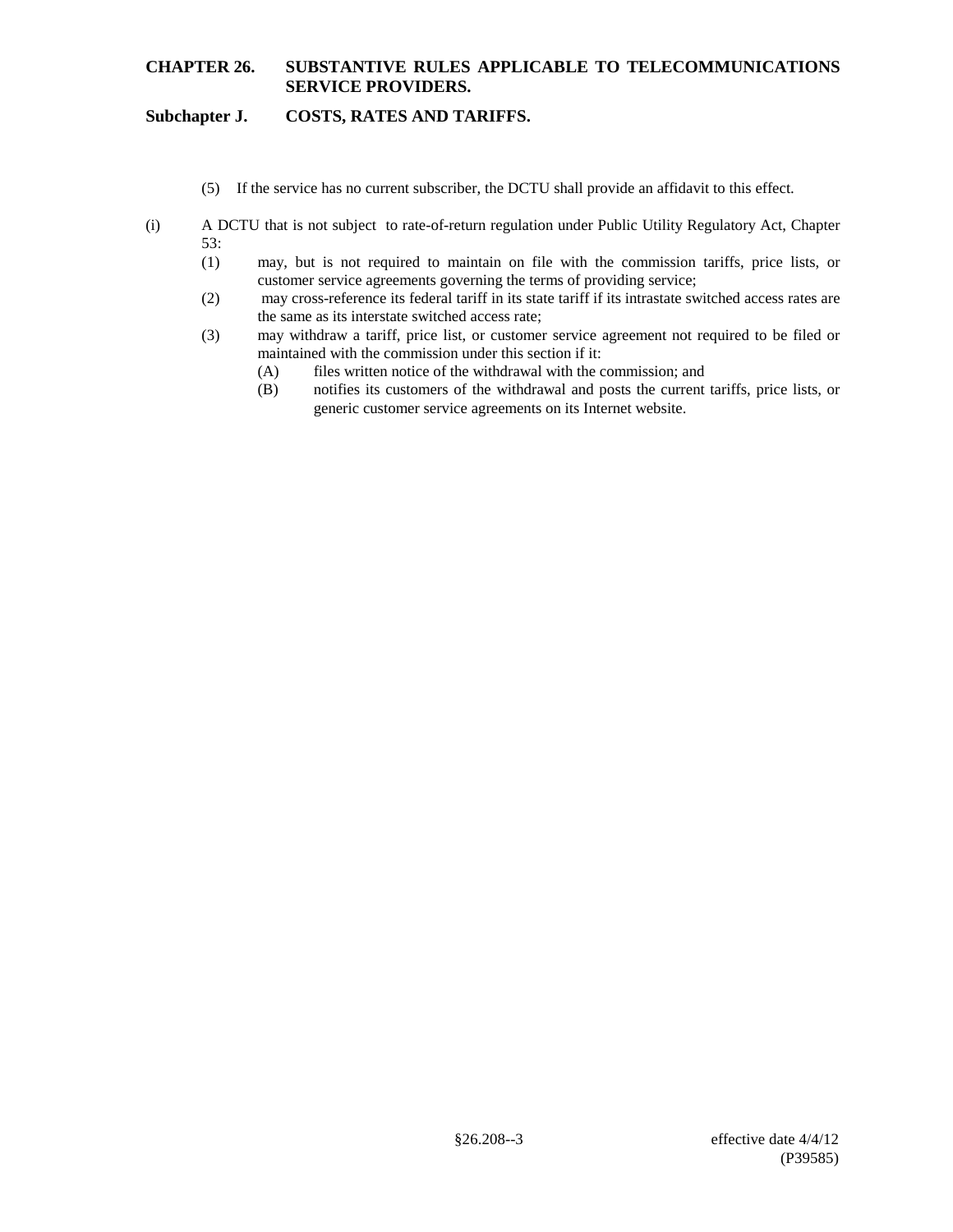(5) If the service has no current subscriber, the DCTU shall provide an affidavit to this effect.

(i) A DCTU that is not subject to rate-of-return regulation under Public Utility Regulatory Act, Chapter 53:

- (1) may, but is not required to maintain on file with the commission tariffs, price lists, or customer service agreements governing the terms of providing service;
- (2) may cross-reference its federal tariff in its state tariff if its intrastate switched access rates are the same as its interstate switched access rate;
- (3) may withdraw a tariff, price list, or customer service agreement not required to be filed or maintained with the commission under this section if it:
  - (A) files written notice of the withdrawal with the commission; and
  - (B) notifies its customers of the withdrawal and posts the current tariffs, price lists, or generic customer service agreements on its Internet website.